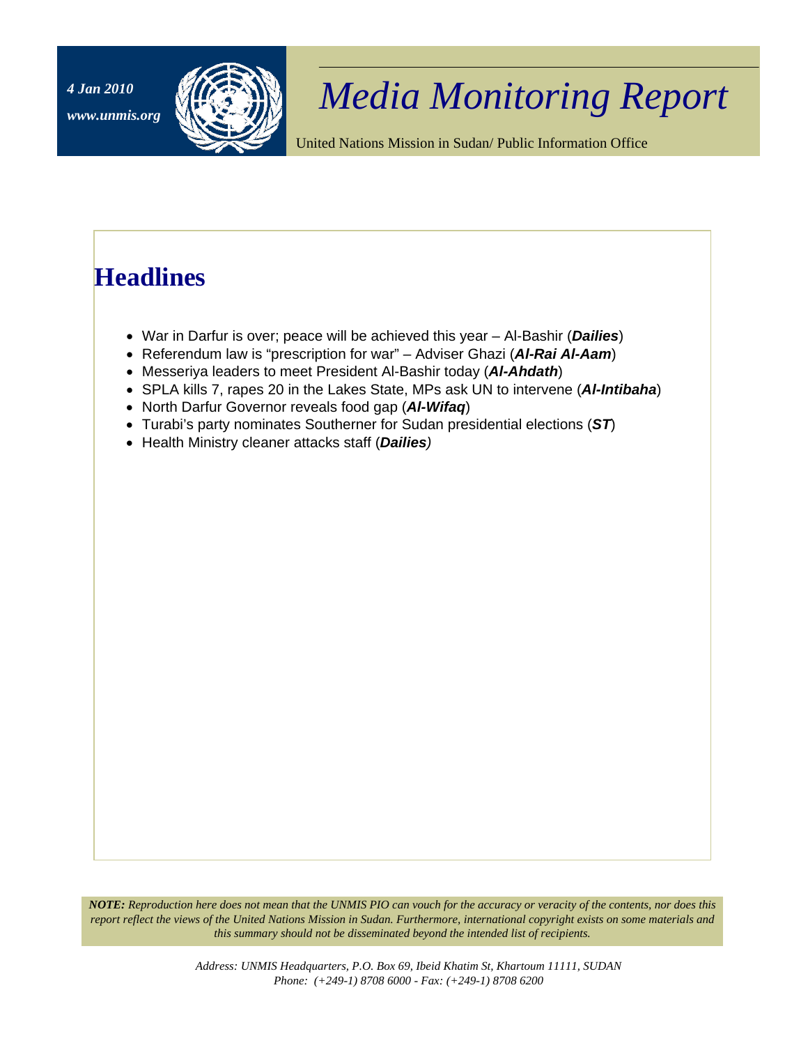*4 Jan 2010*

*www.unmis.org*

# *Media Monitoring Report*

United Nations Mission in Sudan/ Public Information Office

## Headlines

- War in Darfur is over; peace will be achieved this year – Al-Bashir (***Dailies***)
- Referendum law is "prescription for war" – Adviser Ghazi (***Al-Rai Al-Aam***)
- Messeriya leaders to meet President Al-Bashir today (***Al-Ahdath***)
- SPLA kills 7, rapes 20 in the Lakes State, MPs ask UN to intervene (***Al-Intibaha***)
- North Darfur Governor reveals food gap (***Al-Wifaq***)
- Turabi's party nominates Southerner for Sudan presidential elections (***ST***)
- Health Ministry cleaner attacks staff (***Dailies)***

***NOTE:*** *Reproduction here does not mean that the UNMIS PIO can vouch for the accuracy or veracity of the contents, nor does this report reflect the views of the United Nations Mission in Sudan. Furthermore, international copyright exists on some materials and this summary should not be disseminated beyond the intended list of recipients.*

*Address: UNMIS Headquarters, P.O. Box 69, Ibeid Khatim St, Khartoum 11111, SUDAN*
*Phone: (+249-1) 8708 6000 - Fax: (+249-1) 8708 6200*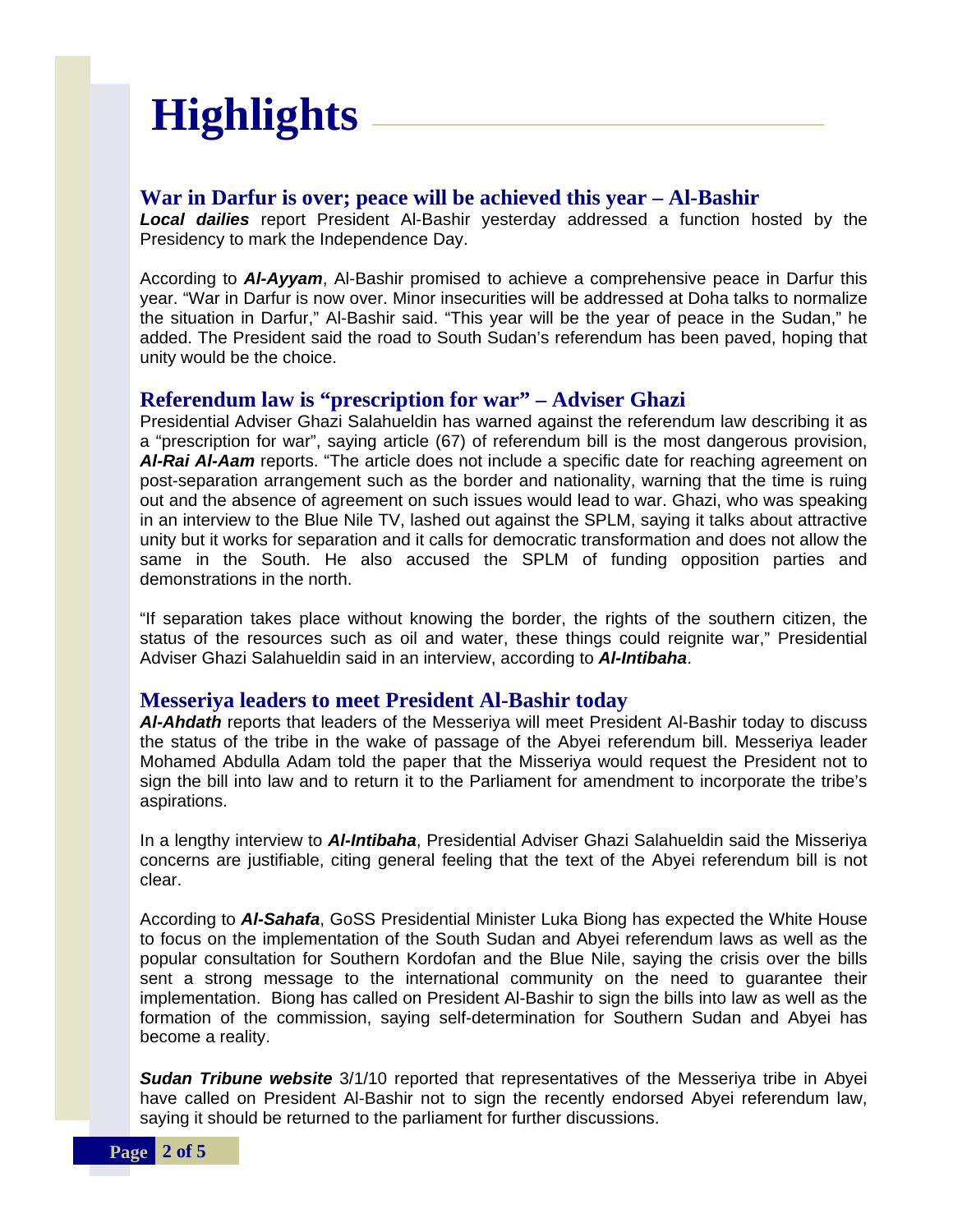# Highlights

## War in Darfur is over; peace will be achieved this year – Al-Bashir

***Local dailies*** report President Al-Bashir yesterday addressed a function hosted by the Presidency to mark the Independence Day.

According to ***Al-Ayyam***, Al-Bashir promised to achieve a comprehensive peace in Darfur this year. “War in Darfur is now over. Minor insecurities will be addressed at Doha talks to normalize the situation in Darfur,” Al-Bashir said. “This year will be the year of peace in the Sudan,” he added. The President said the road to South Sudan’s referendum has been paved, hoping that unity would be the choice.

## Referendum law is “prescription for war” – Adviser Ghazi

Presidential Adviser Ghazi Salahueldin has warned against the referendum law describing it as a “prescription for war”, saying article (67) of referendum bill is the most dangerous provision, ***Al-Rai Al-Aam*** reports. “The article does not include a specific date for reaching agreement on post-separation arrangement such as the border and nationality, warning that the time is ruing out and the absence of agreement on such issues would lead to war. Ghazi, who was speaking in an interview to the Blue Nile TV, lashed out against the SPLM, saying it talks about attractive unity but it works for separation and it calls for democratic transformation and does not allow the same in the South. He also accused the SPLM of funding opposition parties and demonstrations in the north.

“If separation takes place without knowing the border, the rights of the southern citizen, the status of the resources such as oil and water, these things could reignite war,” Presidential Adviser Ghazi Salahueldin said in an interview, according to ***Al-Intibaha***.

## Messeriya leaders to meet President Al-Bashir today

***Al-Ahdath*** reports that leaders of the Messeriya will meet President Al-Bashir today to discuss the status of the tribe in the wake of passage of the Abyei referendum bill. Messeriya leader Mohamed Abdulla Adam told the paper that the Misseriya would request the President not to sign the bill into law and to return it to the Parliament for amendment to incorporate the tribe’s aspirations.

In a lengthy interview to ***Al-Intibaha***, Presidential Adviser Ghazi Salahueldin said the Misseriya concerns are justifiable, citing general feeling that the text of the Abyei referendum bill is not clear.

According to ***Al-Sahafa***, GoSS Presidential Minister Luka Biong has expected the White House to focus on the implementation of the South Sudan and Abyei referendum laws as well as the popular consultation for Southern Kordofan and the Blue Nile, saying the crisis over the bills sent a strong message to the international community on the need to guarantee their implementation. Biong has called on President Al-Bashir to sign the bills into law as well as the formation of the commission, saying self-determination for Southern Sudan and Abyei has become a reality.

***Sudan Tribune website*** 3/1/10 reported that representatives of the Messeriya tribe in Abyei have called on President Al-Bashir not to sign the recently endorsed Abyei referendum law, saying it should be returned to the parliament for further discussions.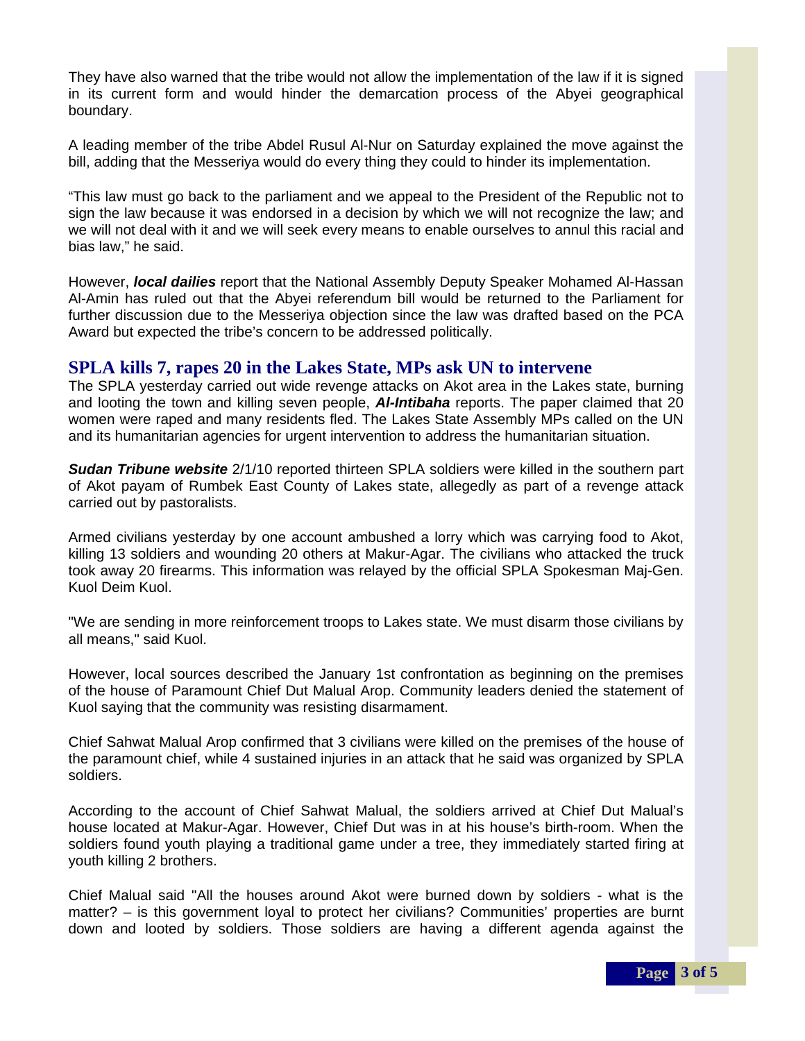They have also warned that the tribe would not allow the implementation of the law if it is signed in its current form and would hinder the demarcation process of the Abyei geographical boundary.

A leading member of the tribe Abdel Rusul Al-Nur on Saturday explained the move against the bill, adding that the Messeriya would do every thing they could to hinder its implementation.

“This law must go back to the parliament and we appeal to the President of the Republic not to sign the law because it was endorsed in a decision by which we will not recognize the law; and we will not deal with it and we will seek every means to enable ourselves to annul this racial and bias law,” he said.

However, ***local dailies*** report that the National Assembly Deputy Speaker Mohamed Al-Hassan Al-Amin has ruled out that the Abyei referendum bill would be returned to the Parliament for further discussion due to the Messeriya objection since the law was drafted based on the PCA Award but expected the tribe’s concern to be addressed politically.

## SPLA kills 7, rapes 20 in the Lakes State, MPs ask UN to intervene

The SPLA yesterday carried out wide revenge attacks on Akot area in the Lakes state, burning and looting the town and killing seven people, ***Al-Intibaha*** reports. The paper claimed that 20 women were raped and many residents fled. The Lakes State Assembly MPs called on the UN and its humanitarian agencies for urgent intervention to address the humanitarian situation.

***Sudan Tribune website*** 2/1/10 reported thirteen SPLA soldiers were killed in the southern part of Akot payam of Rumbek East County of Lakes state, allegedly as part of a revenge attack carried out by pastoralists.

Armed civilians yesterday by one account ambushed a lorry which was carrying food to Akot, killing 13 soldiers and wounding 20 others at Makur-Agar. The civilians who attacked the truck took away 20 firearms. This information was relayed by the official SPLA Spokesman Maj-Gen. Kuol Deim Kuol.

"We are sending in more reinforcement troops to Lakes state. We must disarm those civilians by all means," said Kuol.

However, local sources described the January 1st confrontation as beginning on the premises of the house of Paramount Chief Dut Malual Arop. Community leaders denied the statement of Kuol saying that the community was resisting disarmament.

Chief Sahwat Malual Arop confirmed that 3 civilians were killed on the premises of the house of the paramount chief, while 4 sustained injuries in an attack that he said was organized by SPLA soldiers.

According to the account of Chief Sahwat Malual, the soldiers arrived at Chief Dut Malual’s house located at Makur-Agar. However, Chief Dut was in at his house’s birth-room. When the soldiers found youth playing a traditional game under a tree, they immediately started firing at youth killing 2 brothers.

Chief Malual said "All the houses around Akot were burned down by soldiers - what is the matter? – is this government loyal to protect her civilians? Communities’ properties are burnt down and looted by soldiers. Those soldiers are having a different agenda against the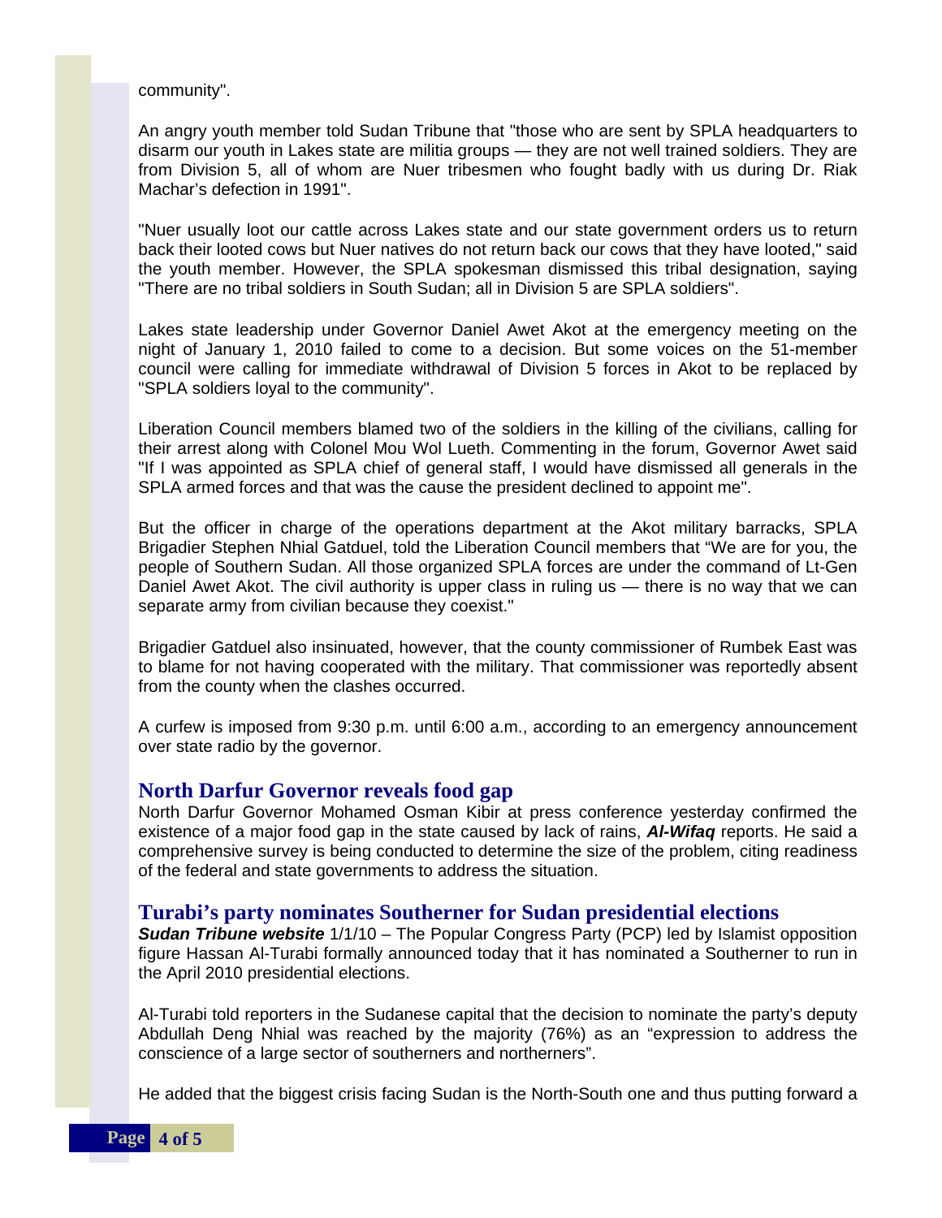community".

An angry youth member told Sudan Tribune that "those who are sent by SPLA headquarters to disarm our youth in Lakes state are militia groups — they are not well trained soldiers. They are from Division 5, all of whom are Nuer tribesmen who fought badly with us during Dr. Riak Machar's defection in 1991".

"Nuer usually loot our cattle across Lakes state and our state government orders us to return back their looted cows but Nuer natives do not return back our cows that they have looted," said the youth member. However, the SPLA spokesman dismissed this tribal designation, saying "There are no tribal soldiers in South Sudan; all in Division 5 are SPLA soldiers".

Lakes state leadership under Governor Daniel Awet Akot at the emergency meeting on the night of January 1, 2010 failed to come to a decision. But some voices on the 51-member council were calling for immediate withdrawal of Division 5 forces in Akot to be replaced by "SPLA soldiers loyal to the community".

Liberation Council members blamed two of the soldiers in the killing of the civilians, calling for their arrest along with Colonel Mou Wol Lueth. Commenting in the forum, Governor Awet said "If I was appointed as SPLA chief of general staff, I would have dismissed all generals in the SPLA armed forces and that was the cause the president declined to appoint me".

But the officer in charge of the operations department at the Akot military barracks, SPLA Brigadier Stephen Nhial Gatduel, told the Liberation Council members that "We are for you, the people of Southern Sudan. All those organized SPLA forces are under the command of Lt-Gen Daniel Awet Akot. The civil authority is upper class in ruling us — there is no way that we can separate army from civilian because they coexist."

Brigadier Gatduel also insinuated, however, that the county commissioner of Rumbek East was to blame for not having cooperated with the military. That commissioner was reportedly absent from the county when the clashes occurred.

A curfew is imposed from 9:30 p.m. until 6:00 a.m., according to an emergency announcement over state radio by the governor.

## North Darfur Governor reveals food gap

North Darfur Governor Mohamed Osman Kibir at press conference yesterday confirmed the existence of a major food gap in the state caused by lack of rains, ***Al-Wifaq*** reports. He said a comprehensive survey is being conducted to determine the size of the problem, citing readiness of the federal and state governments to address the situation.

## Turabi's party nominates Southerner for Sudan presidential elections

***Sudan Tribune website*** 1/1/10 – The Popular Congress Party (PCP) led by Islamist opposition figure Hassan Al-Turabi formally announced today that it has nominated a Southerner to run in the April 2010 presidential elections.

Al-Turabi told reporters in the Sudanese capital that the decision to nominate the party's deputy Abdullah Deng Nhial was reached by the majority (76%) as an "expression to address the conscience of a large sector of southerners and northerners".

He added that the biggest crisis facing Sudan is the North-South one and thus putting forward a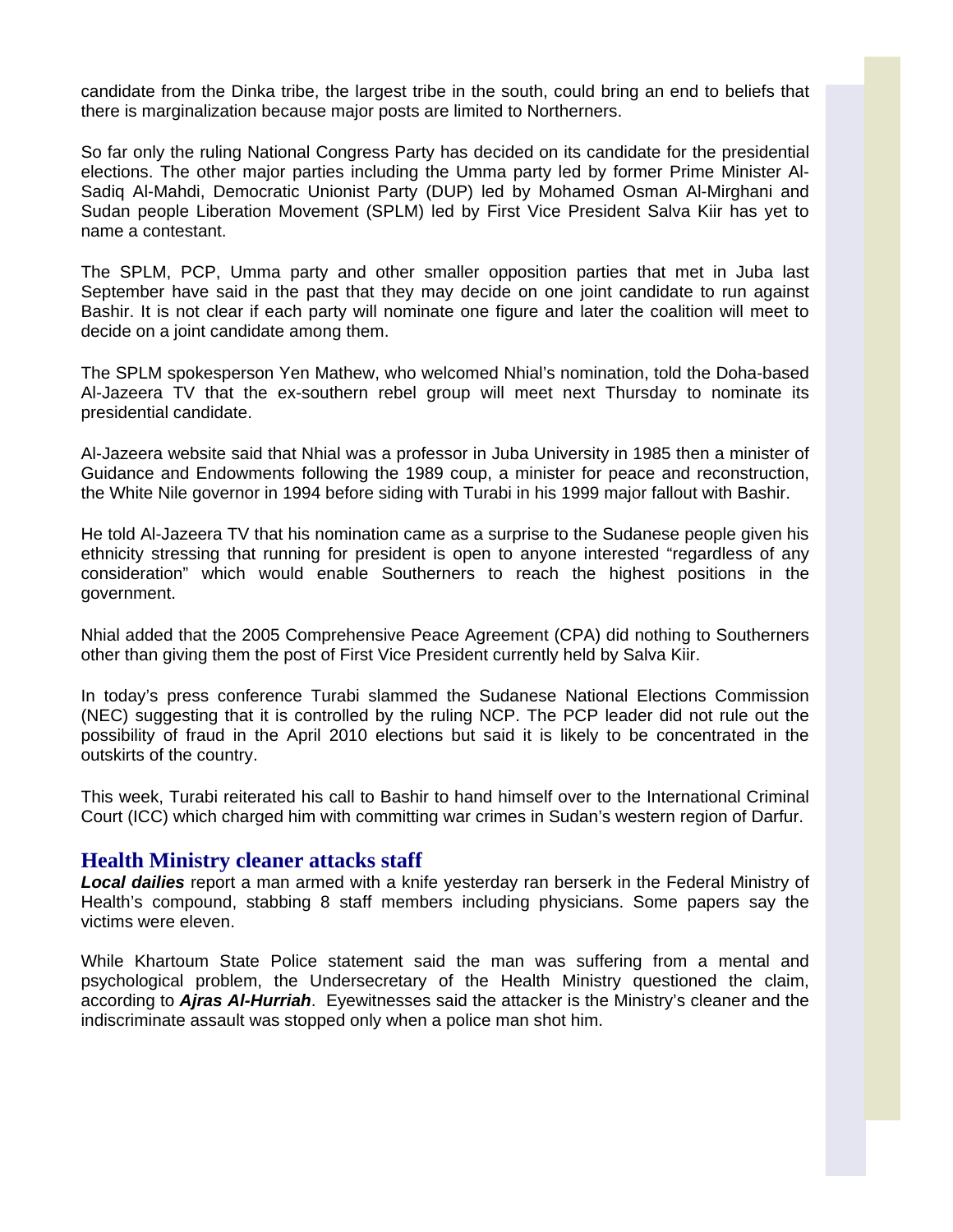candidate from the Dinka tribe, the largest tribe in the south, could bring an end to beliefs that there is marginalization because major posts are limited to Northerners.

So far only the ruling National Congress Party has decided on its candidate for the presidential elections. The other major parties including the Umma party led by former Prime Minister Al-Sadiq Al-Mahdi, Democratic Unionist Party (DUP) led by Mohamed Osman Al-Mirghani and Sudan people Liberation Movement (SPLM) led by First Vice President Salva Kiir has yet to name a contestant.

The SPLM, PCP, Umma party and other smaller opposition parties that met in Juba last September have said in the past that they may decide on one joint candidate to run against Bashir. It is not clear if each party will nominate one figure and later the coalition will meet to decide on a joint candidate among them.

The SPLM spokesperson Yen Mathew, who welcomed Nhial's nomination, told the Doha-based Al-Jazeera TV that the ex-southern rebel group will meet next Thursday to nominate its presidential candidate.

Al-Jazeera website said that Nhial was a professor in Juba University in 1985 then a minister of Guidance and Endowments following the 1989 coup, a minister for peace and reconstruction, the White Nile governor in 1994 before siding with Turabi in his 1999 major fallout with Bashir.

He told Al-Jazeera TV that his nomination came as a surprise to the Sudanese people given his ethnicity stressing that running for president is open to anyone interested "regardless of any consideration" which would enable Southerners to reach the highest positions in the government.

Nhial added that the 2005 Comprehensive Peace Agreement (CPA) did nothing to Southerners other than giving them the post of First Vice President currently held by Salva Kiir.

In today's press conference Turabi slammed the Sudanese National Elections Commission (NEC) suggesting that it is controlled by the ruling NCP. The PCP leader did not rule out the possibility of fraud in the April 2010 elections but said it is likely to be concentrated in the outskirts of the country.

This week, Turabi reiterated his call to Bashir to hand himself over to the International Criminal Court (ICC) which charged him with committing war crimes in Sudan's western region of Darfur.

## Health Ministry cleaner attacks staff

***Local dailies*** report a man armed with a knife yesterday ran berserk in the Federal Ministry of Health's compound, stabbing 8 staff members including physicians. Some papers say the victims were eleven.

While Khartoum State Police statement said the man was suffering from a mental and psychological problem, the Undersecretary of the Health Ministry questioned the claim, according to ***Ajras Al-Hurriah***. Eyewitnesses said the attacker is the Ministry's cleaner and the indiscriminate assault was stopped only when a police man shot him.